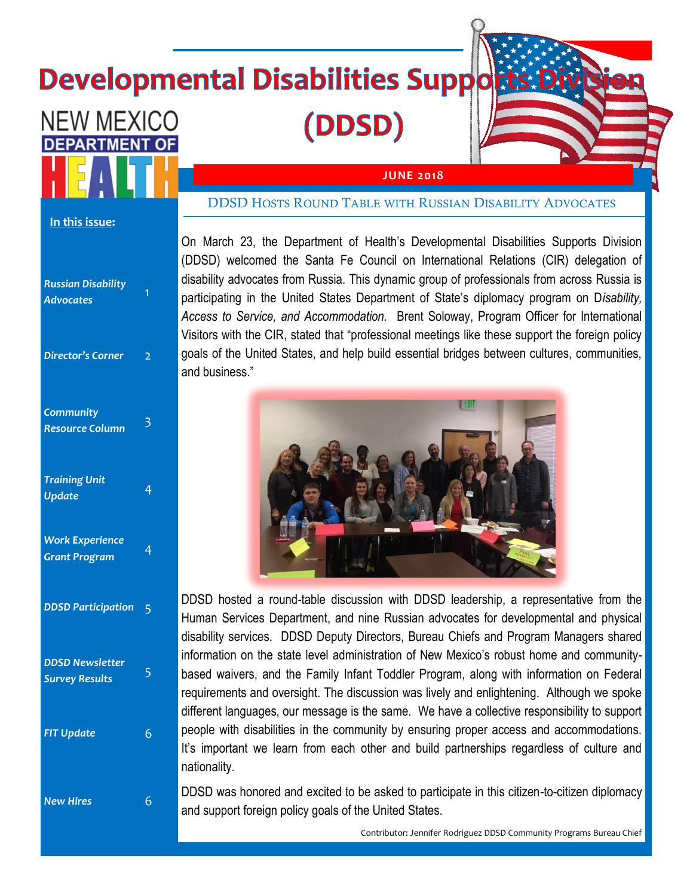# Developmental Disabilities Supports Division (DDSD)

NEW MEXICO DEPARTMENT OF HEALTH

**JUNE 2018**

**In this issue:**

| | |
|---|---|
| *Russian Disability Advocates* | 1 |
| *Director's Corner* | 2 |
| *Community Resource Column* | 3 |
| *Training Unit Update* | 4 |
| *Work Experience Grant Program* | 4 |
| *DDSD Participation* | 5 |
| *DDSD Newsletter Survey Results* | 5 |
| *FIT Update* | 6 |
| *New Hires* | 6 |

## DDSD Hosts Round Table with Russian Disability Advocates

On March 23, the Department of Health's Developmental Disabilities Supports Division (DDSD) welcomed the Santa Fe Council on International Relations (CIR) delegation of disability advocates from Russia. This dynamic group of professionals from across Russia is participating in the United States Department of State's diplomacy program on D*isability, Access to Service, and Accommodation.* Brent Soloway, Program Officer for International Visitors with the CIR, stated that "professional meetings like these support the foreign policy goals of the United States, and help build essential bridges between cultures, communities, and business."

DDSD hosted a round-table discussion with DDSD leadership, a representative from the Human Services Department, and nine Russian advocates for developmental and physical disability services. DDSD Deputy Directors, Bureau Chiefs and Program Managers shared information on the state level administration of New Mexico's robust home and community-based waivers, and the Family Infant Toddler Program, along with information on Federal requirements and oversight. The discussion was lively and enlightening. Although we spoke different languages, our message is the same. We have a collective responsibility to support people with disabilities in the community by ensuring proper access and accommodations. It's important we learn from each other and build partnerships regardless of culture and nationality.

DDSD was honored and excited to be asked to participate in this citizen-to-citizen diplomacy and support foreign policy goals of the United States.

Contributor: Jennifer Rodriguez DDSD Community Programs Bureau Chief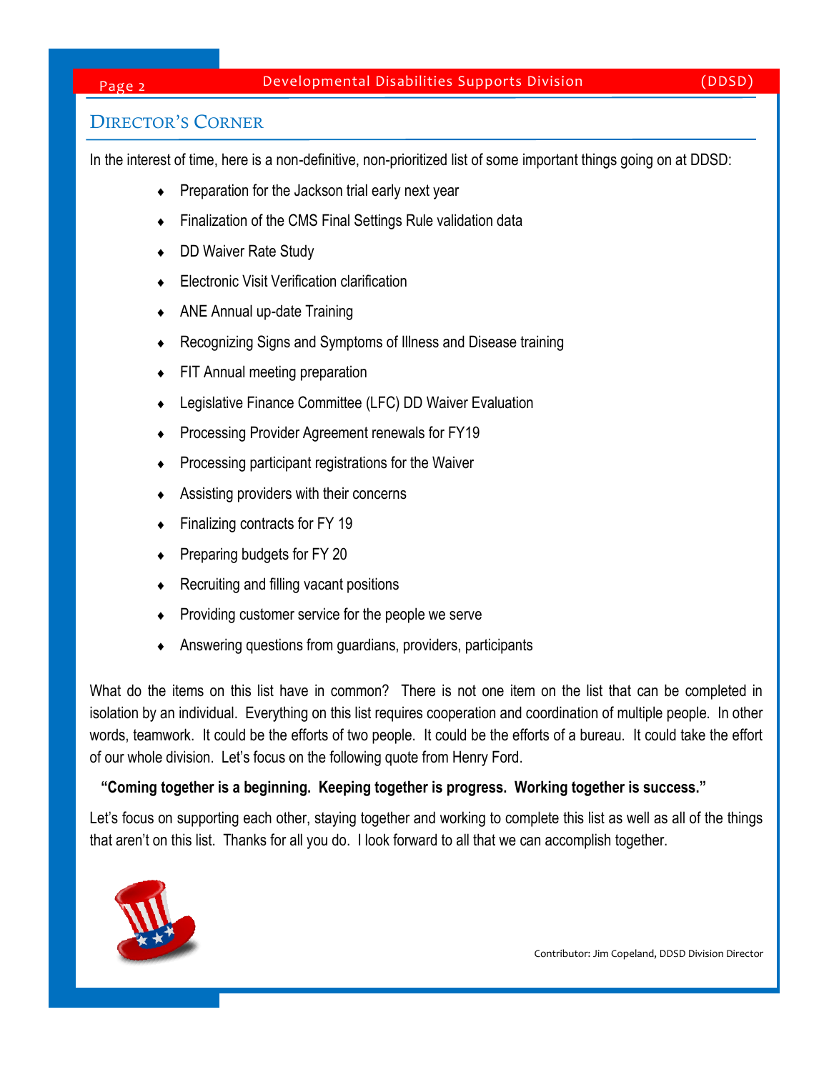## Director's Corner

In the interest of time, here is a non-definitive, non-prioritized list of some important things going on at DDSD:

- Preparation for the Jackson trial early next year
- Finalization of the CMS Final Settings Rule validation data
- DD Waiver Rate Study
- Electronic Visit Verification clarification
- ANE Annual up-date Training
- Recognizing Signs and Symptoms of Illness and Disease training
- FIT Annual meeting preparation
- Legislative Finance Committee (LFC) DD Waiver Evaluation
- Processing Provider Agreement renewals for FY19
- Processing participant registrations for the Waiver
- Assisting providers with their concerns
- Finalizing contracts for FY 19
- Preparing budgets for FY 20
- Recruiting and filling vacant positions
- Providing customer service for the people we serve
- Answering questions from guardians, providers, participants

What do the items on this list have in common? There is not one item on the list that can be completed in isolation by an individual. Everything on this list requires cooperation and coordination of multiple people. In other words, teamwork. It could be the efforts of two people. It could be the efforts of a bureau. It could take the effort of our whole division. Let's focus on the following quote from Henry Ford.

**"Coming together is a beginning. Keeping together is progress. Working together is success."**

Let's focus on supporting each other, staying together and working to complete this list as well as all of the things that aren't on this list. Thanks for all you do. I look forward to all that we can accomplish together.

Contributor: Jim Copeland, DDSD Division Director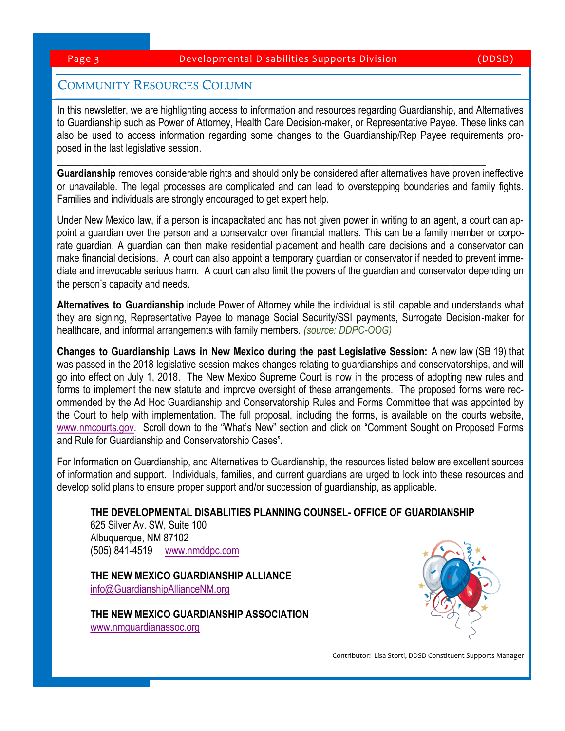## Community Resources Column

In this newsletter, we are highlighting access to information and resources regarding Guardianship, and Alternatives to Guardianship such as Power of Attorney, Health Care Decision-maker, or Representative Payee. These links can also be used to access information regarding some changes to the Guardianship/Rep Payee requirements proposed in the last legislative session.

---

**Guardianship** removes considerable rights and should only be considered after alternatives have proven ineffective or unavailable. The legal processes are complicated and can lead to overstepping boundaries and family fights. Families and individuals are strongly encouraged to get expert help.

Under New Mexico law, if a person is incapacitated and has not given power in writing to an agent, a court can appoint a guardian over the person and a conservator over financial matters. This can be a family member or corporate guardian. A guardian can then make residential placement and health care decisions and a conservator can make financial decisions. A court can also appoint a temporary guardian or conservator if needed to prevent immediate and irrevocable serious harm. A court can also limit the powers of the guardian and conservator depending on the person's capacity and needs.

**Alternatives to Guardianship** include Power of Attorney while the individual is still capable and understands what they are signing, Representative Payee to manage Social Security/SSI payments, Surrogate Decision-maker for healthcare, and informal arrangements with family members. *(source: DDPC-OOG)*

**Changes to Guardianship Laws in New Mexico during the past Legislative Session:** A new law (SB 19) that was passed in the 2018 legislative session makes changes relating to guardianships and conservatorships, and will go into effect on July 1, 2018. The New Mexico Supreme Court is now in the process of adopting new rules and forms to implement the new statute and improve oversight of these arrangements. The proposed forms were recommended by the Ad Hoc Guardianship and Conservatorship Rules and Forms Committee that was appointed by the Court to help with implementation. The full proposal, including the forms, is available on the courts website, www.nmcourts.gov. Scroll down to the "What's New" section and click on "Comment Sought on Proposed Forms and Rule for Guardianship and Conservatorship Cases".

For Information on Guardianship, and Alternatives to Guardianship, the resources listed below are excellent sources of information and support. Individuals, families, and current guardians are urged to look into these resources and develop solid plans to ensure proper support and/or succession of guardianship, as applicable.

**THE DEVELOPMENTAL DISABLITIES PLANNING COUNSEL- OFFICE OF GUARDIANSHIP**
625 Silver Av. SW, Suite 100
Albuquerque, NM 87102
(505) 841-4519 www.nmddpc.com

**THE NEW MEXICO GUARDIANSHIP ALLIANCE**
info@GuardianshipAllianceNM.org

**THE NEW MEXICO GUARDIANSHIP ASSOCIATION**
www.nmguardianassoc.org

Contributor: Lisa Storti, DDSD Constituent Supports Manager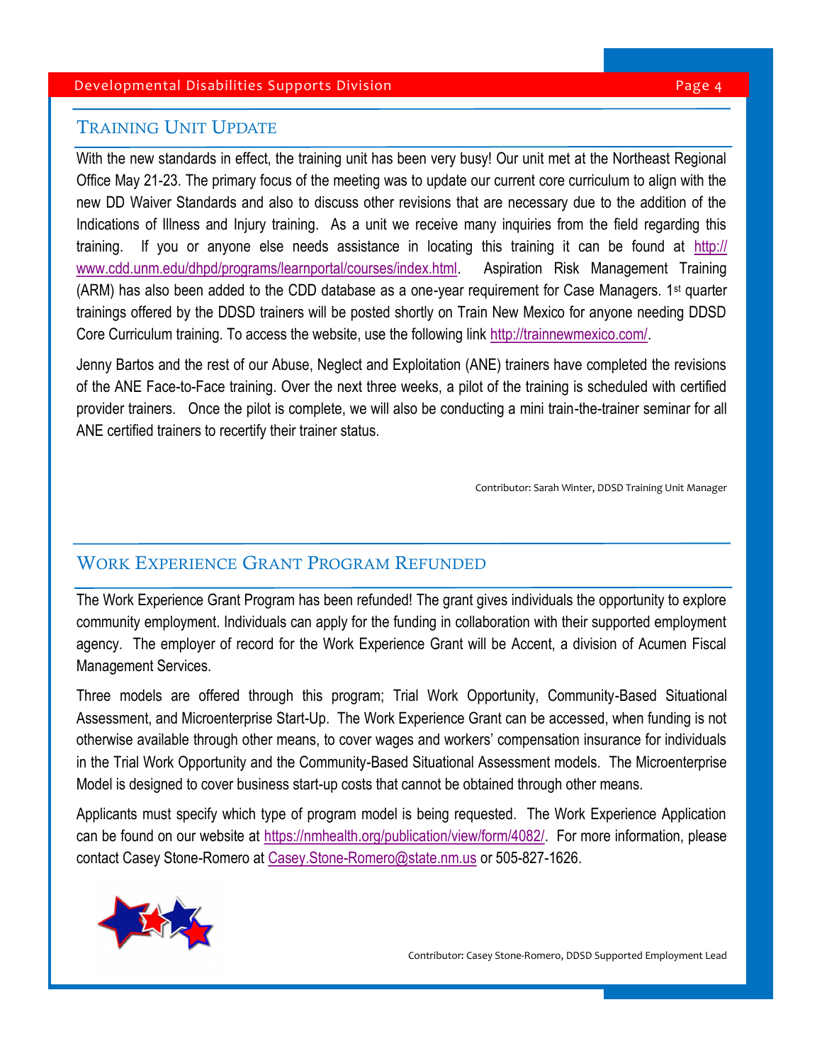## Training Unit Update

With the new standards in effect, the training unit has been very busy! Our unit met at the Northeast Regional Office May 21-23. The primary focus of the meeting was to update our current core curriculum to align with the new DD Waiver Standards and also to discuss other revisions that are necessary due to the addition of the Indications of Illness and Injury training. As a unit we receive many inquiries from the field regarding this training. If you or anyone else needs assistance in locating this training it can be found at http://www.cdd.unm.edu/dhpd/programs/learnportal/courses/index.html. Aspiration Risk Management Training (ARM) has also been added to the CDD database as a one-year requirement for Case Managers. 1st quarter trainings offered by the DDSD trainers will be posted shortly on Train New Mexico for anyone needing DDSD Core Curriculum training. To access the website, use the following link http://trainnewmexico.com/.

Jenny Bartos and the rest of our Abuse, Neglect and Exploitation (ANE) trainers have completed the revisions of the ANE Face-to-Face training. Over the next three weeks, a pilot of the training is scheduled with certified provider trainers. Once the pilot is complete, we will also be conducting a mini train-the-trainer seminar for all ANE certified trainers to recertify their trainer status.

Contributor: Sarah Winter, DDSD Training Unit Manager

## Work Experience Grant Program Refunded

The Work Experience Grant Program has been refunded! The grant gives individuals the opportunity to explore community employment. Individuals can apply for the funding in collaboration with their supported employment agency. The employer of record for the Work Experience Grant will be Accent, a division of Acumen Fiscal Management Services.

Three models are offered through this program; Trial Work Opportunity, Community-Based Situational Assessment, and Microenterprise Start-Up. The Work Experience Grant can be accessed, when funding is not otherwise available through other means, to cover wages and workers' compensation insurance for individuals in the Trial Work Opportunity and the Community-Based Situational Assessment models. The Microenterprise Model is designed to cover business start-up costs that cannot be obtained through other means.

Applicants must specify which type of program model is being requested. The Work Experience Application can be found on our website at https://nmhealth.org/publication/view/form/4082/. For more information, please contact Casey Stone-Romero at Casey.Stone-Romero@state.nm.us or 505-827-1626.

Contributor: Casey Stone-Romero, DDSD Supported Employment Lead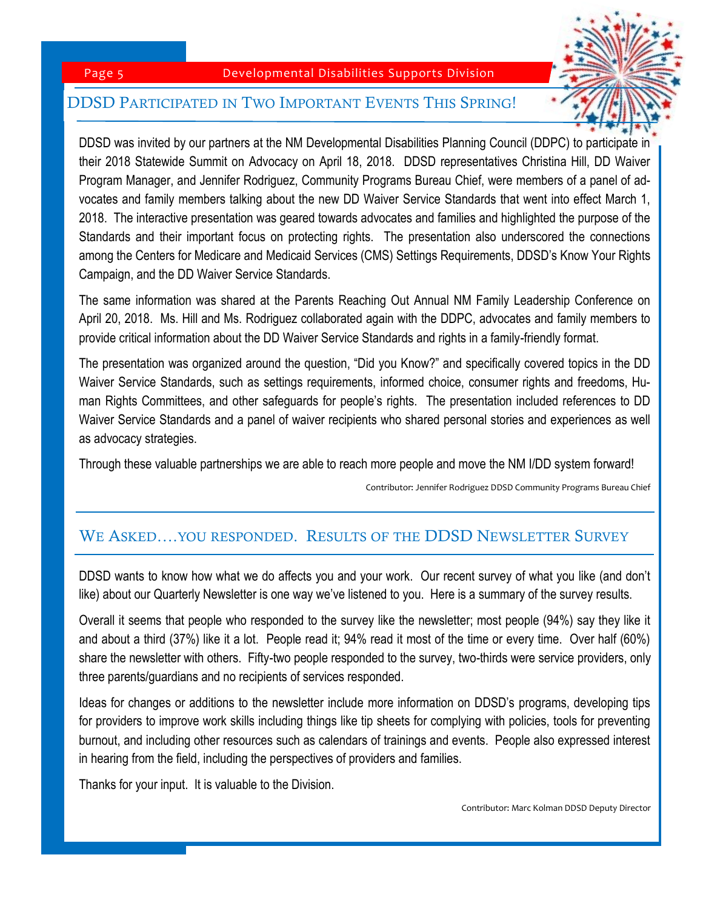## DDSD Participated in Two Important Events This Spring!

DDSD was invited by our partners at the NM Developmental Disabilities Planning Council (DDPC) to participate in their 2018 Statewide Summit on Advocacy on April 18, 2018. DDSD representatives Christina Hill, DD Waiver Program Manager, and Jennifer Rodriguez, Community Programs Bureau Chief, were members of a panel of advocates and family members talking about the new DD Waiver Service Standards that went into effect March 1, 2018. The interactive presentation was geared towards advocates and families and highlighted the purpose of the Standards and their important focus on protecting rights. The presentation also underscored the connections among the Centers for Medicare and Medicaid Services (CMS) Settings Requirements, DDSD's Know Your Rights Campaign, and the DD Waiver Service Standards.

The same information was shared at the Parents Reaching Out Annual NM Family Leadership Conference on April 20, 2018. Ms. Hill and Ms. Rodriguez collaborated again with the DDPC, advocates and family members to provide critical information about the DD Waiver Service Standards and rights in a family-friendly format.

The presentation was organized around the question, "Did you Know?" and specifically covered topics in the DD Waiver Service Standards, such as settings requirements, informed choice, consumer rights and freedoms, Human Rights Committees, and other safeguards for people's rights. The presentation included references to DD Waiver Service Standards and a panel of waiver recipients who shared personal stories and experiences as well as advocacy strategies.

Through these valuable partnerships we are able to reach more people and move the NM I/DD system forward!

Contributor: Jennifer Rodriguez DDSD Community Programs Bureau Chief

## We Asked….you responded. Results of the DDSD Newsletter Survey

DDSD wants to know how what we do affects you and your work. Our recent survey of what you like (and don't like) about our Quarterly Newsletter is one way we've listened to you. Here is a summary of the survey results.

Overall it seems that people who responded to the survey like the newsletter; most people (94%) say they like it and about a third (37%) like it a lot. People read it; 94% read it most of the time or every time. Over half (60%) share the newsletter with others. Fifty-two people responded to the survey, two-thirds were service providers, only three parents/guardians and no recipients of services responded.

Ideas for changes or additions to the newsletter include more information on DDSD's programs, developing tips for providers to improve work skills including things like tip sheets for complying with policies, tools for preventing burnout, and including other resources such as calendars of trainings and events. People also expressed interest in hearing from the field, including the perspectives of providers and families.

Thanks for your input. It is valuable to the Division.

Contributor: Marc Kolman DDSD Deputy Director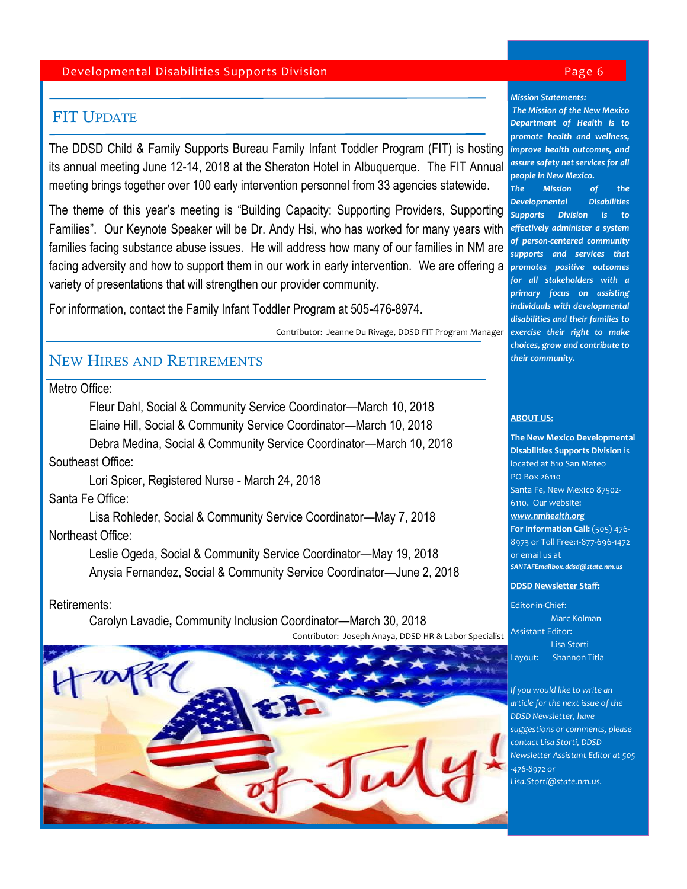## FIT Update

The DDSD Child & Family Supports Bureau Family Infant Toddler Program (FIT) is hosting its annual meeting June 12-14, 2018 at the Sheraton Hotel in Albuquerque. The FIT Annual meeting brings together over 100 early intervention personnel from 33 agencies statewide.

The theme of this year's meeting is "Building Capacity: Supporting Providers, Supporting Families". Our Keynote Speaker will be Dr. Andy Hsi, who has worked for many years with families facing substance abuse issues. He will address how many of our families in NM are facing adversity and how to support them in our work in early intervention. We are offering a variety of presentations that will strengthen our provider community.

For information, contact the Family Infant Toddler Program at 505-476-8974.

Contributor: Jeanne Du Rivage, DDSD FIT Program Manager

## New Hires and Retirements

Metro Office:

- Fleur Dahl, Social & Community Service Coordinator—March 10, 2018
- Elaine Hill, Social & Community Service Coordinator—March 10, 2018
- Debra Medina, Social & Community Service Coordinator—March 10, 2018

Southeast Office:

- Lori Spicer, Registered Nurse - March 24, 2018

Santa Fe Office:

- Lisa Rohleder, Social & Community Service Coordinator—May 7, 2018

Northeast Office:

- Leslie Ogeda, Social & Community Service Coordinator—May 19, 2018
- Anysia Fernandez, Social & Community Service Coordinator—June 2, 2018

Retirements:

- Carolyn Lavadie, Community Inclusion Coordinator—March 30, 2018

Contributor: Joseph Anaya, DDSD HR & Labor Specialist

Happy 4th of July!

***Mission Statements:***

***The Mission of the New Mexico Department of Health is to promote health and wellness, improve health outcomes, and assure safety net services for all people in New Mexico.***

***The Mission of the Developmental Disabilities Supports Division is to effectively administer a system of person-centered community supports and services that promotes positive outcomes for all stakeholders with a primary focus on assisting individuals with developmental disabilities and their families to exercise their right to make choices, grow and contribute to their community.***

**ABOUT US:**

**The New Mexico Developmental Disabilities Supports Division** is located at 810 San Mateo
PO Box 26110
Santa Fe, New Mexico 87502-6110. Our website: **www.nmhealth.org**
**For Information Call:** (505) 476-8973 or Toll Free:1-877-696-1472 or email us at **SANTAFEmailbox.ddsd@state.nm.us**

**DDSD Newsletter Staff:**

Editor-in-Chief: Marc Kolman
Assistant Editor: Lisa Storti
Layout: Shannon Titla

*If you would like to write an article for the next issue of the DDSD Newsletter, have suggestions or comments, please contact Lisa Storti, DDSD Newsletter Assistant Editor at 505-476-8972 or Lisa.Storti@state.nm.us.*